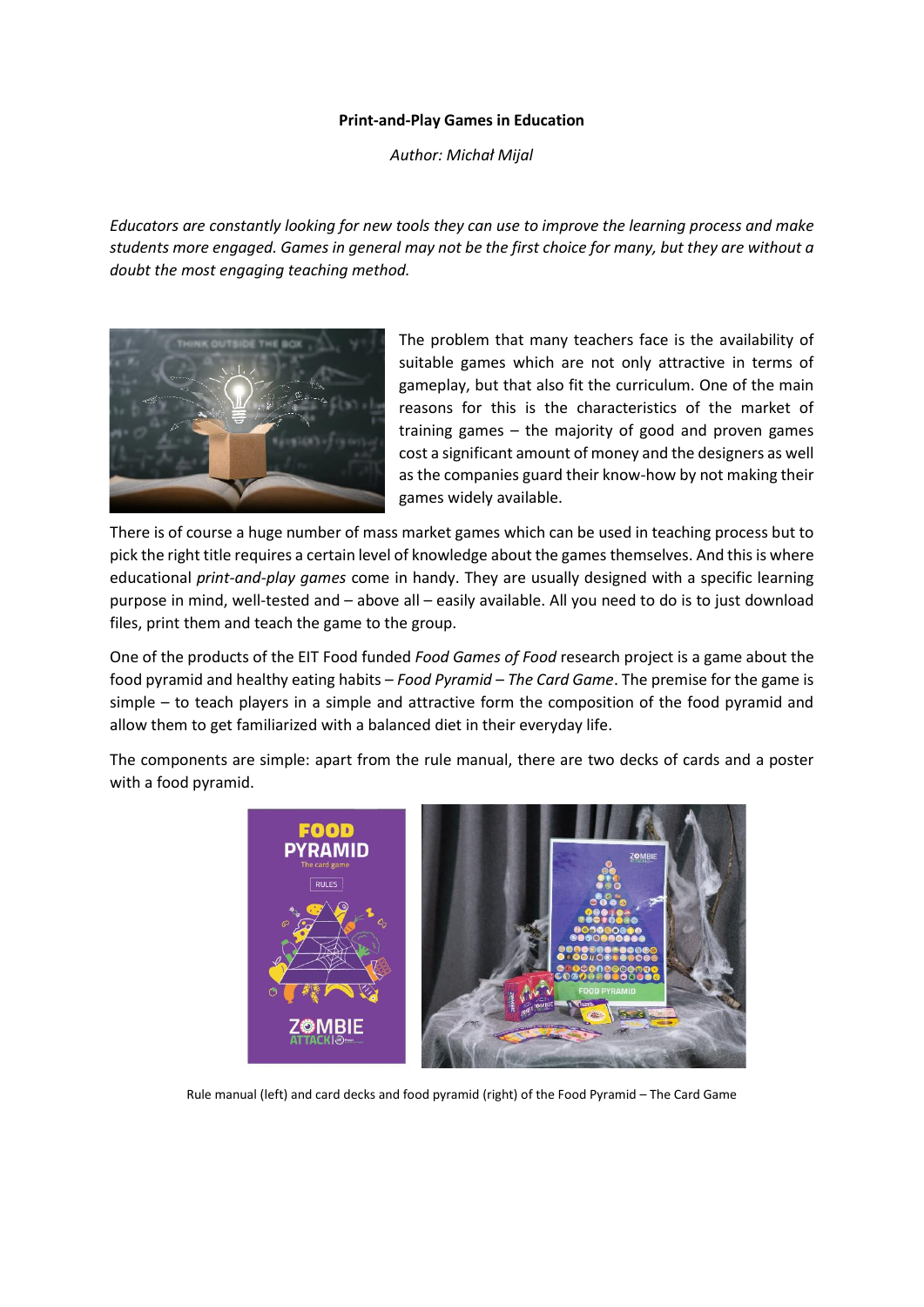**Print-and-Play Games in Education**

*Author: Michał Mijal*

*Educators are constantly looking for new tools they can use to improve the learning process and make students more engaged. Games in general may not be the first choice for many, but they are without a doubt the most engaging teaching method.*

The problem that many teachers face is the availability of suitable games which are not only attractive in terms of gameplay, but that also fit the curriculum. One of the main reasons for this is the characteristics of the market of training games – the majority of good and proven games cost a significant amount of money and the designers as well as the companies guard their know-how by not making their games widely available.

There is of course a huge number of mass market games which can be used in teaching process but to pick the right title requires a certain level of knowledge about the games themselves. And this is where educational *print-and-play games* come in handy. They are usually designed with a specific learning purpose in mind, well-tested and – above all – easily available. All you need to do is to just download files, print them and teach the game to the group.

One of the products of the EIT Food funded *Food Games of Food* research project is a game about the food pyramid and healthy eating habits – *Food Pyramid – The Card Game*. The premise for the game is simple – to teach players in a simple and attractive form the composition of the food pyramid and allow them to get familiarized with a balanced diet in their everyday life.

The components are simple: apart from the rule manual, there are two decks of cards and a poster with a food pyramid.

Rule manual (left) and card decks and food pyramid (right) of the Food Pyramid – The Card Game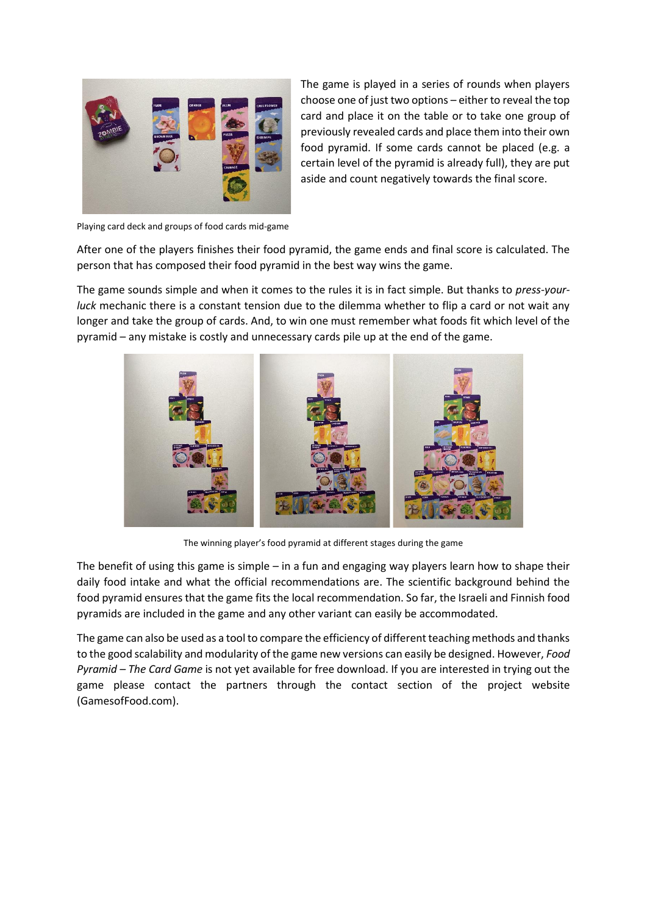The game is played in a series of rounds when players choose one of just two options – either to reveal the top card and place it on the table or to take one group of previously revealed cards and place them into their own food pyramid. If some cards cannot be placed (e.g. a certain level of the pyramid is already full), they are put aside and count negatively towards the final score.

Playing card deck and groups of food cards mid-game

After one of the players finishes their food pyramid, the game ends and final score is calculated. The person that has composed their food pyramid in the best way wins the game.

The game sounds simple and when it comes to the rules it is in fact simple. But thanks to *press-your-luck* mechanic there is a constant tension due to the dilemma whether to flip a card or not wait any longer and take the group of cards. And, to win one must remember what foods fit which level of the pyramid – any mistake is costly and unnecessary cards pile up at the end of the game.

The winning player's food pyramid at different stages during the game

The benefit of using this game is simple – in a fun and engaging way players learn how to shape their daily food intake and what the official recommendations are. The scientific background behind the food pyramid ensures that the game fits the local recommendation. So far, the Israeli and Finnish food pyramids are included in the game and any other variant can easily be accommodated.

The game can also be used as a tool to compare the efficiency of different teaching methods and thanks to the good scalability and modularity of the game new versions can easily be designed. However, *Food Pyramid – The Card Game* is not yet available for free download. If you are interested in trying out the game please contact the partners through the contact section of the project website (GamesofFood.com).